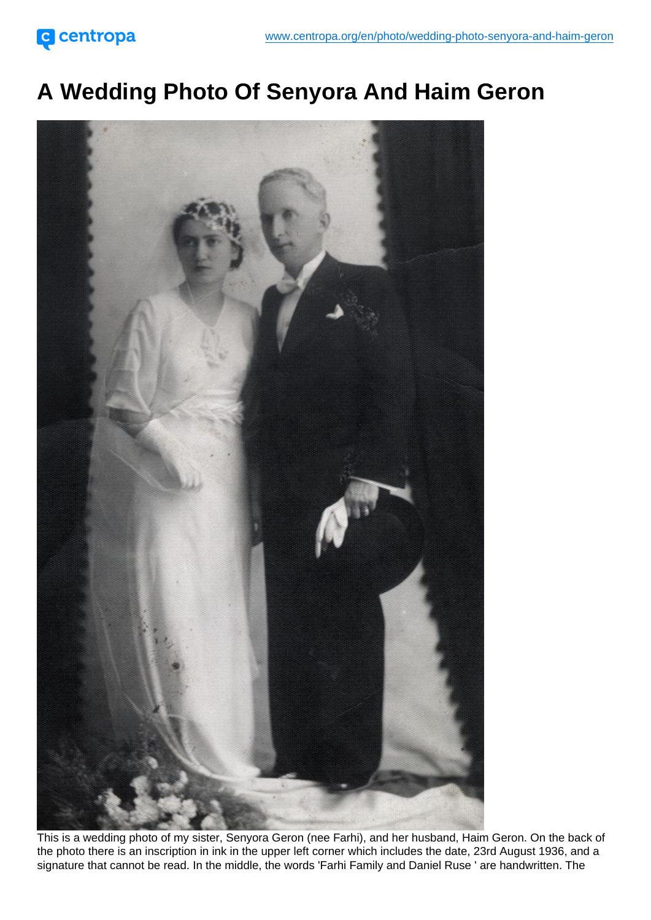# A Wedding Photo Of Senyora And Haim Geron

This is a wedding photo of my sister, Senyora Geron (nee Farhi), and her husband, Haim Geron. On the back of the photo there is an inscription in ink in the upper left corner which includes the date, 23rd August 1936, and a signature that cannot be read. In the middle, the words 'Farhi Family and Daniel Ruse ' are handwritten. The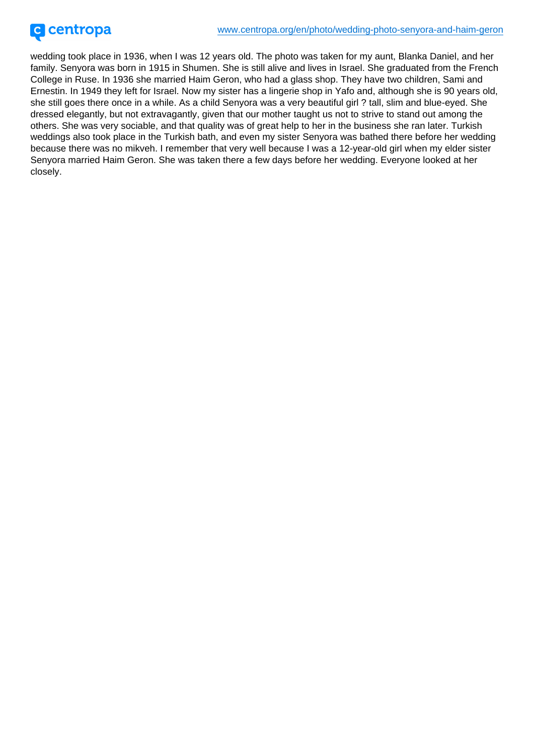wedding took place in 1936, when I was 12 years old. The photo was taken for my aunt, Blanka Daniel, and her family. Senyora was born in 1915 in Shumen. She is still alive and lives in Israel. She graduated from the French College in Ruse. In 1936 she married Haim Geron, who had a glass shop. They have two children, Sami and Ernestin. In 1949 they left for Israel. Now my sister has a lingerie shop in Yafo and, although she is 90 years old, she still goes there once in a while. As a child Senyora was a very beautiful girl ? tall, slim and blue-eyed. She dressed elegantly, but not extravagantly, given that our mother taught us not to strive to stand out among the others. She was very sociable, and that quality was of great help to her in the business she ran later. Turkish weddings also took place in the Turkish bath, and even my sister Senyora was bathed there before her wedding because there was no mikveh. I remember that very well because I was a 12-year-old girl when my elder sister Senyora married Haim Geron. She was taken there a few days before her wedding. Everyone looked at her closely.